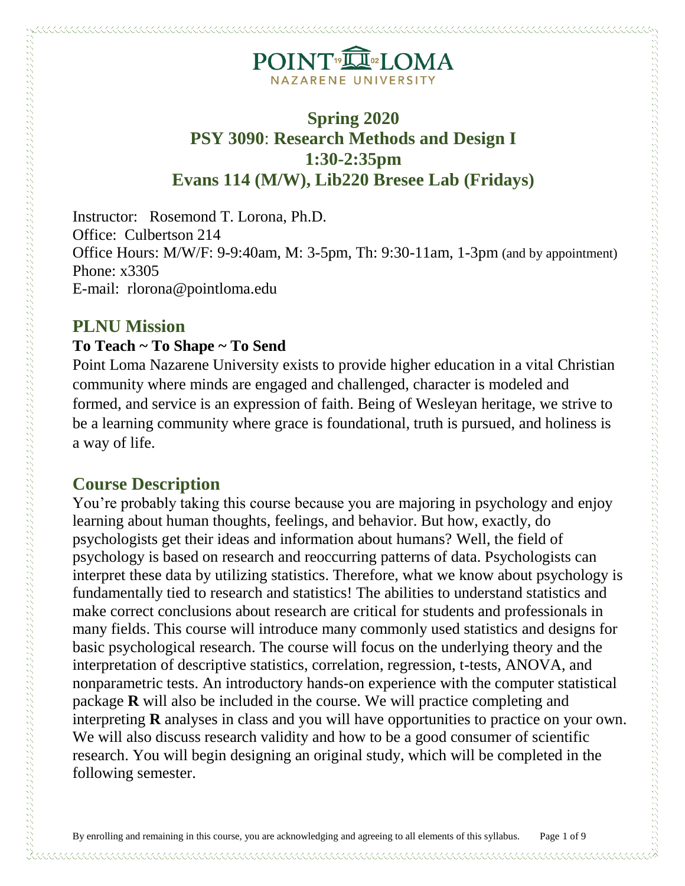# Spring 2020
# PSY 3090: Research Methods and Design I
# 1:30-2:35pm
# Evans 114 (M/W), Lib220 Bresee Lab (Fridays)

Instructor: Rosemond T. Lorona, Ph.D.
Office: Culbertson 214
Office Hours: M/W/F: 9-9:40am, M: 3-5pm, Th: 9:30-11am, 1-3pm (and by appointment)
Phone: x3305
E-mail: rlorona@pointloma.edu

## PLNU Mission

**To Teach ~ To Shape ~ To Send**

Point Loma Nazarene University exists to provide higher education in a vital Christian community where minds are engaged and challenged, character is modeled and formed, and service is an expression of faith. Being of Wesleyan heritage, we strive to be a learning community where grace is foundational, truth is pursued, and holiness is a way of life.

## Course Description

You're probably taking this course because you are majoring in psychology and enjoy learning about human thoughts, feelings, and behavior. But how, exactly, do psychologists get their ideas and information about humans? Well, the field of psychology is based on research and reoccurring patterns of data. Psychologists can interpret these data by utilizing statistics. Therefore, what we know about psychology is fundamentally tied to research and statistics! The abilities to understand statistics and make correct conclusions about research are critical for students and professionals in many fields. This course will introduce many commonly used statistics and designs for basic psychological research. The course will focus on the underlying theory and the interpretation of descriptive statistics, correlation, regression, t-tests, ANOVA, and nonparametric tests. An introductory hands-on experience with the computer statistical package **R** will also be included in the course. We will practice completing and interpreting **R** analyses in class and you will have opportunities to practice on your own. We will also discuss research validity and how to be a good consumer of scientific research. You will begin designing an original study, which will be completed in the following semester.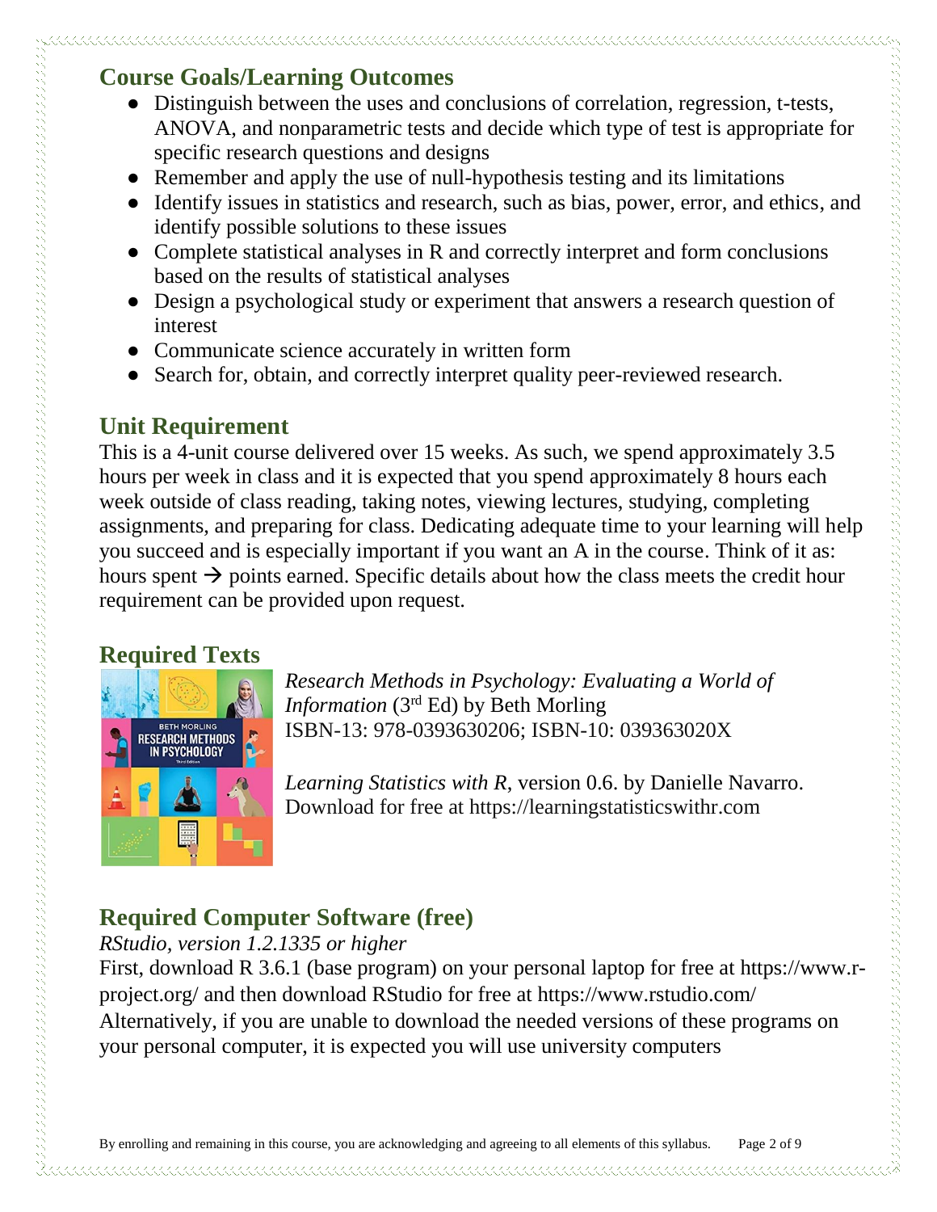## Course Goals/Learning Outcomes

- Distinguish between the uses and conclusions of correlation, regression, t-tests, ANOVA, and nonparametric tests and decide which type of test is appropriate for specific research questions and designs
- Remember and apply the use of null-hypothesis testing and its limitations
- Identify issues in statistics and research, such as bias, power, error, and ethics, and identify possible solutions to these issues
- Complete statistical analyses in R and correctly interpret and form conclusions based on the results of statistical analyses
- Design a psychological study or experiment that answers a research question of interest
- Communicate science accurately in written form
- Search for, obtain, and correctly interpret quality peer-reviewed research.

## Unit Requirement

This is a 4-unit course delivered over 15 weeks. As such, we spend approximately 3.5 hours per week in class and it is expected that you spend approximately 8 hours each week outside of class reading, taking notes, viewing lectures, studying, completing assignments, and preparing for class. Dedicating adequate time to your learning will help you succeed and is especially important if you want an A in the course. Think of it as: hours spent → points earned. Specific details about how the class meets the credit hour requirement can be provided upon request.

## Required Texts

*Research Methods in Psychology: Evaluating a World of Information* (3rd Ed) by Beth Morling
ISBN-13: 978-0393630206; ISBN-10: 039363020X

*Learning Statistics with R*, version 0.6. by Danielle Navarro.
Download for free at https://learningstatisticswithr.com

## Required Computer Software (free)

*RStudio, version 1.2.1335 or higher*

First, download R 3.6.1 (base program) on your personal laptop for free at https://www.r-project.org/ and then download RStudio for free at https://www.rstudio.com/
Alternatively, if you are unable to download the needed versions of these programs on your personal computer, it is expected you will use university computers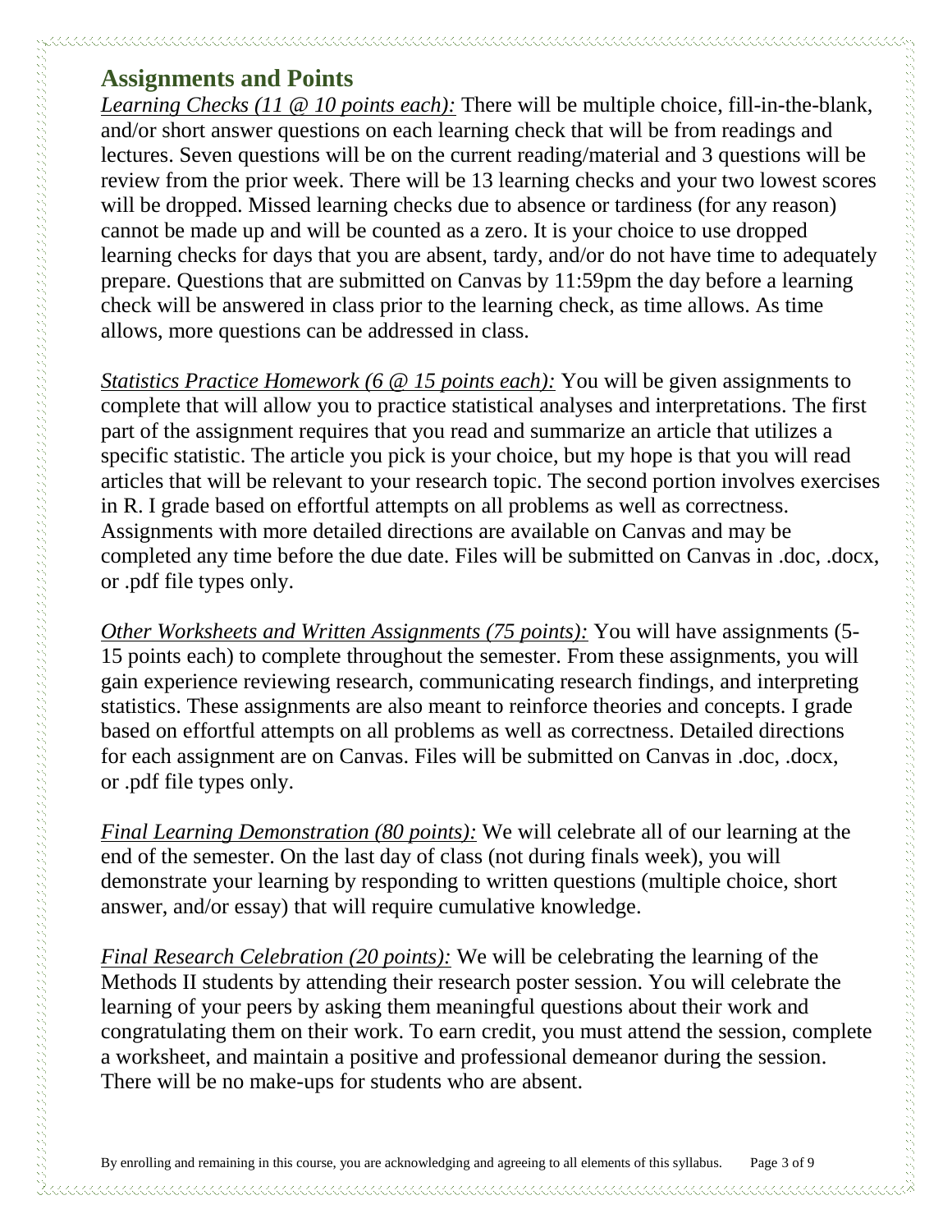## Assignments and Points

*Learning Checks (11 @ 10 points each):* There will be multiple choice, fill-in-the-blank, and/or short answer questions on each learning check that will be from readings and lectures. Seven questions will be on the current reading/material and 3 questions will be review from the prior week. There will be 13 learning checks and your two lowest scores will be dropped. Missed learning checks due to absence or tardiness (for any reason) cannot be made up and will be counted as a zero. It is your choice to use dropped learning checks for days that you are absent, tardy, and/or do not have time to adequately prepare. Questions that are submitted on Canvas by 11:59pm the day before a learning check will be answered in class prior to the learning check, as time allows. As time allows, more questions can be addressed in class.

*Statistics Practice Homework (6 @ 15 points each):* You will be given assignments to complete that will allow you to practice statistical analyses and interpretations. The first part of the assignment requires that you read and summarize an article that utilizes a specific statistic. The article you pick is your choice, but my hope is that you will read articles that will be relevant to your research topic. The second portion involves exercises in R. I grade based on effortful attempts on all problems as well as correctness. Assignments with more detailed directions are available on Canvas and may be completed any time before the due date. Files will be submitted on Canvas in .doc, .docx, or .pdf file types only.

*Other Worksheets and Written Assignments (75 points):* You will have assignments (5-15 points each) to complete throughout the semester. From these assignments, you will gain experience reviewing research, communicating research findings, and interpreting statistics. These assignments are also meant to reinforce theories and concepts. I grade based on effortful attempts on all problems as well as correctness. Detailed directions for each assignment are on Canvas. Files will be submitted on Canvas in .doc, .docx, or .pdf file types only.

*Final Learning Demonstration (80 points):* We will celebrate all of our learning at the end of the semester. On the last day of class (not during finals week), you will demonstrate your learning by responding to written questions (multiple choice, short answer, and/or essay) that will require cumulative knowledge.

*Final Research Celebration (20 points):* We will be celebrating the learning of the Methods II students by attending their research poster session. You will celebrate the learning of your peers by asking them meaningful questions about their work and congratulating them on their work. To earn credit, you must attend the session, complete a worksheet, and maintain a positive and professional demeanor during the session. There will be no make-ups for students who are absent.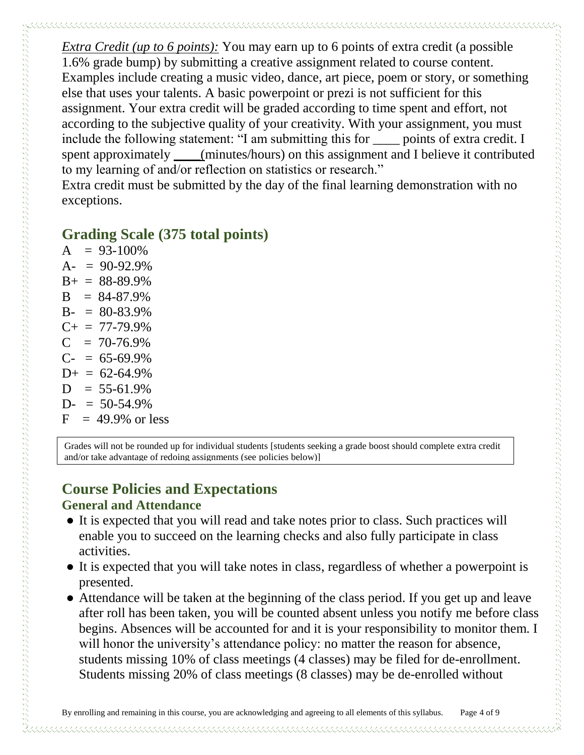*Extra Credit (up to 6 points):* You may earn up to 6 points of extra credit (a possible 1.6% grade bump) by submitting a creative assignment related to course content. Examples include creating a music video, dance, art piece, poem or story, or something else that uses your talents. A basic powerpoint or prezi is not sufficient for this assignment. Your extra credit will be graded according to time spent and effort, not according to the subjective quality of your creativity. With your assignment, you must include the following statement: "I am submitting this for ____ points of extra credit. I spent approximately ____(minutes/hours) on this assignment and I believe it contributed to my learning of and/or reflection on statistics or research."
Extra credit must be submitted by the day of the final learning demonstration with no exceptions.

## Grading Scale (375 total points)

A = 93-100%
A- = 90-92.9%
B+ = 88-89.9%
B = 84-87.9%
B- = 80-83.9%
C+ = 77-79.9%
C = 70-76.9%
C- = 65-69.9%
D+ = 62-64.9%
D = 55-61.9%
D- = 50-54.9%
F = 49.9% or less

Grades will not be rounded up for individual students [students seeking a grade boost should complete extra credit and/or take advantage of redoing assignments (see policies below)]

## Course Policies and Expectations

### General and Attendance

- It is expected that you will read and take notes prior to class. Such practices will enable you to succeed on the learning checks and also fully participate in class activities.
- It is expected that you will take notes in class, regardless of whether a powerpoint is presented.
- Attendance will be taken at the beginning of the class period. If you get up and leave after roll has been taken, you will be counted absent unless you notify me before class begins. Absences will be accounted for and it is your responsibility to monitor them. I will honor the university's attendance policy: no matter the reason for absence, students missing 10% of class meetings (4 classes) may be filed for de-enrollment. Students missing 20% of class meetings (8 classes) may be de-enrolled without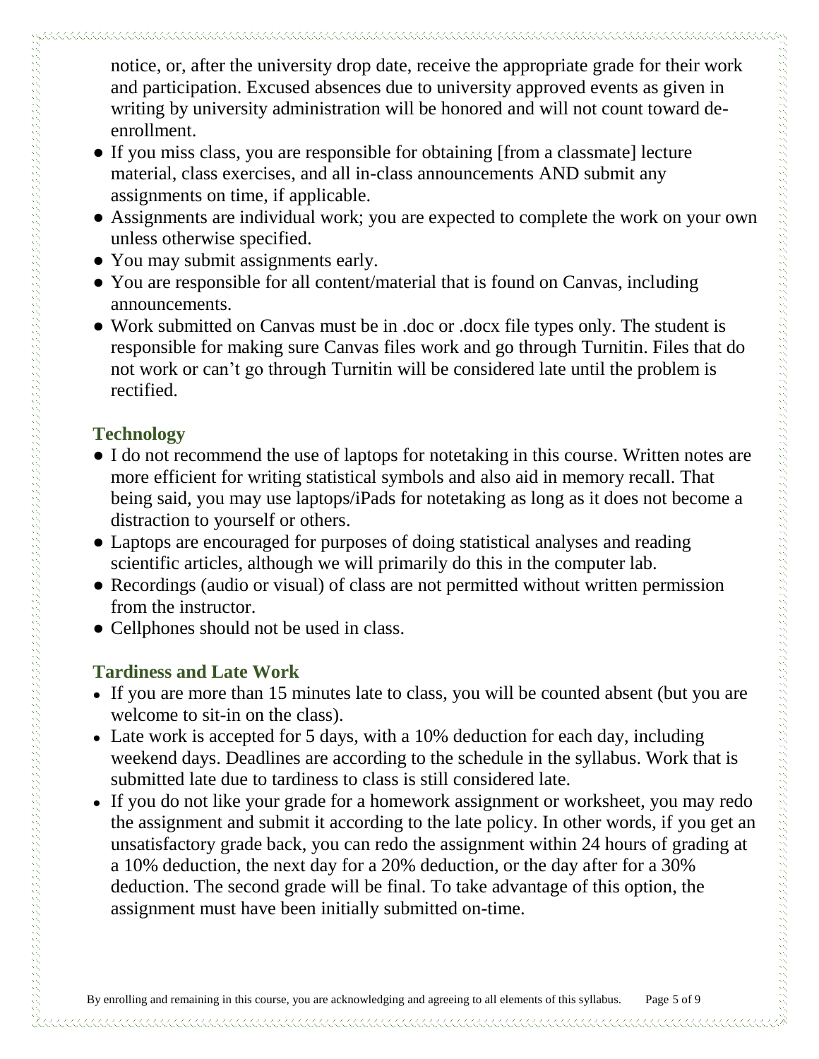notice, or, after the university drop date, receive the appropriate grade for their work and participation. Excused absences due to university approved events as given in writing by university administration will be honored and will not count toward de-enrollment.

- If you miss class, you are responsible for obtaining [from a classmate] lecture material, class exercises, and all in-class announcements AND submit any assignments on time, if applicable.
- Assignments are individual work; you are expected to complete the work on your own unless otherwise specified.
- You may submit assignments early.
- You are responsible for all content/material that is found on Canvas, including announcements.
- Work submitted on Canvas must be in .doc or .docx file types only. The student is responsible for making sure Canvas files work and go through Turnitin. Files that do not work or can't go through Turnitin will be considered late until the problem is rectified.

## Technology

- I do not recommend the use of laptops for notetaking in this course. Written notes are more efficient for writing statistical symbols and also aid in memory recall. That being said, you may use laptops/iPads for notetaking as long as it does not become a distraction to yourself or others.
- Laptops are encouraged for purposes of doing statistical analyses and reading scientific articles, although we will primarily do this in the computer lab.
- Recordings (audio or visual) of class are not permitted without written permission from the instructor.
- Cellphones should not be used in class.

## Tardiness and Late Work

- If you are more than 15 minutes late to class, you will be counted absent (but you are welcome to sit-in on the class).
- Late work is accepted for 5 days, with a 10% deduction for each day, including weekend days. Deadlines are according to the schedule in the syllabus. Work that is submitted late due to tardiness to class is still considered late.
- If you do not like your grade for a homework assignment or worksheet, you may redo the assignment and submit it according to the late policy. In other words, if you get an unsatisfactory grade back, you can redo the assignment within 24 hours of grading at a 10% deduction, the next day for a 20% deduction, or the day after for a 30% deduction. The second grade will be final. To take advantage of this option, the assignment must have been initially submitted on-time.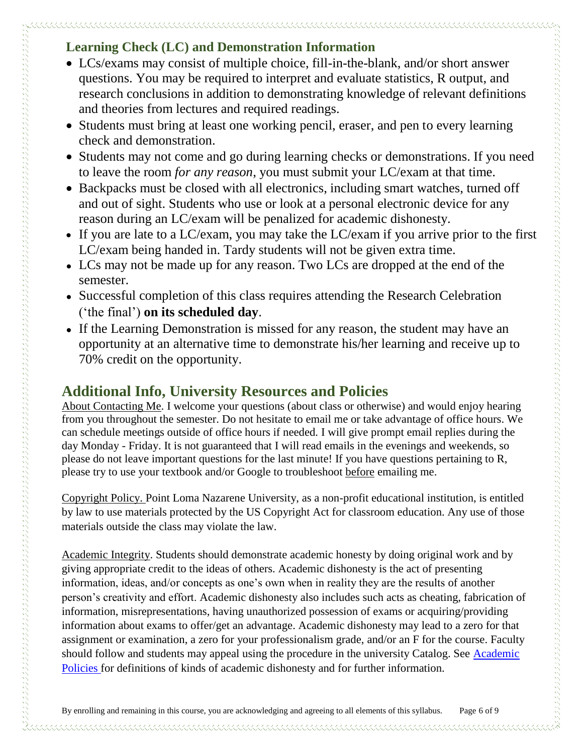### Learning Check (LC) and Demonstration Information

- LCs/exams may consist of multiple choice, fill-in-the-blank, and/or short answer questions. You may be required to interpret and evaluate statistics, R output, and research conclusions in addition to demonstrating knowledge of relevant definitions and theories from lectures and required readings.
- Students must bring at least one working pencil, eraser, and pen to every learning check and demonstration.
- Students may not come and go during learning checks or demonstrations. If you need to leave the room *for any reason*, you must submit your LC/exam at that time.
- Backpacks must be closed with all electronics, including smart watches, turned off and out of sight. Students who use or look at a personal electronic device for any reason during an LC/exam will be penalized for academic dishonesty.
- If you are late to a LC/exam, you may take the LC/exam if you arrive prior to the first LC/exam being handed in. Tardy students will not be given extra time.
- LCs may not be made up for any reason. Two LCs are dropped at the end of the semester.
- Successful completion of this class requires attending the Research Celebration ('the final') **on its scheduled day**.
- If the Learning Demonstration is missed for any reason, the student may have an opportunity at an alternative time to demonstrate his/her learning and receive up to 70% credit on the opportunity.

## Additional Info, University Resources and Policies

About Contacting Me. I welcome your questions (about class or otherwise) and would enjoy hearing from you throughout the semester. Do not hesitate to email me or take advantage of office hours. We can schedule meetings outside of office hours if needed. I will give prompt email replies during the day Monday - Friday. It is not guaranteed that I will read emails in the evenings and weekends, so please do not leave important questions for the last minute! If you have questions pertaining to R, please try to use your textbook and/or Google to troubleshoot before emailing me.

Copyright Policy. Point Loma Nazarene University, as a non-profit educational institution, is entitled by law to use materials protected by the US Copyright Act for classroom education. Any use of those materials outside the class may violate the law.

Academic Integrity. Students should demonstrate academic honesty by doing original work and by giving appropriate credit to the ideas of others. Academic dishonesty is the act of presenting information, ideas, and/or concepts as one's own when in reality they are the results of another person's creativity and effort. Academic dishonesty also includes such acts as cheating, fabrication of information, misrepresentations, having unauthorized possession of exams or acquiring/providing information about exams to offer/get an advantage. Academic dishonesty may lead to a zero for that assignment or examination, a zero for your professionalism grade, and/or an F for the course. Faculty should follow and students may appeal using the procedure in the university Catalog. See Academic Policies for definitions of kinds of academic dishonesty and for further information.

By enrolling and remaining in this course, you are acknowledging and agreeing to all elements of this syllabus.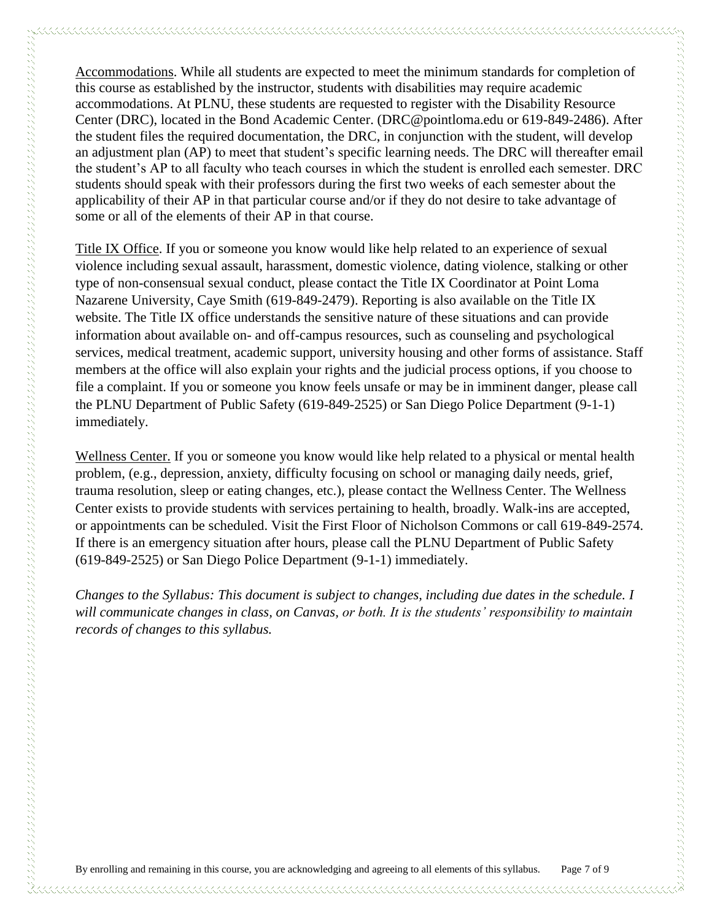Accommodations. While all students are expected to meet the minimum standards for completion of this course as established by the instructor, students with disabilities may require academic accommodations. At PLNU, these students are requested to register with the Disability Resource Center (DRC), located in the Bond Academic Center. (DRC@pointloma.edu or 619-849-2486). After the student files the required documentation, the DRC, in conjunction with the student, will develop an adjustment plan (AP) to meet that student's specific learning needs. The DRC will thereafter email the student's AP to all faculty who teach courses in which the student is enrolled each semester. DRC students should speak with their professors during the first two weeks of each semester about the applicability of their AP in that particular course and/or if they do not desire to take advantage of some or all of the elements of their AP in that course.

Title IX Office. If you or someone you know would like help related to an experience of sexual violence including sexual assault, harassment, domestic violence, dating violence, stalking or other type of non-consensual sexual conduct, please contact the Title IX Coordinator at Point Loma Nazarene University, Caye Smith (619-849-2479). Reporting is also available on the Title IX website. The Title IX office understands the sensitive nature of these situations and can provide information about available on- and off-campus resources, such as counseling and psychological services, medical treatment, academic support, university housing and other forms of assistance. Staff members at the office will also explain your rights and the judicial process options, if you choose to file a complaint. If you or someone you know feels unsafe or may be in imminent danger, please call the PLNU Department of Public Safety (619-849-2525) or San Diego Police Department (9-1-1) immediately.

Wellness Center. If you or someone you know would like help related to a physical or mental health problem, (e.g., depression, anxiety, difficulty focusing on school or managing daily needs, grief, trauma resolution, sleep or eating changes, etc.), please contact the Wellness Center. The Wellness Center exists to provide students with services pertaining to health, broadly. Walk-ins are accepted, or appointments can be scheduled. Visit the First Floor of Nicholson Commons or call 619-849-2574. If there is an emergency situation after hours, please call the PLNU Department of Public Safety (619-849-2525) or San Diego Police Department (9-1-1) immediately.

*Changes to the Syllabus: This document is subject to changes, including due dates in the schedule. I will communicate changes in class, on Canvas, or both. It is the students' responsibility to maintain records of changes to this syllabus.*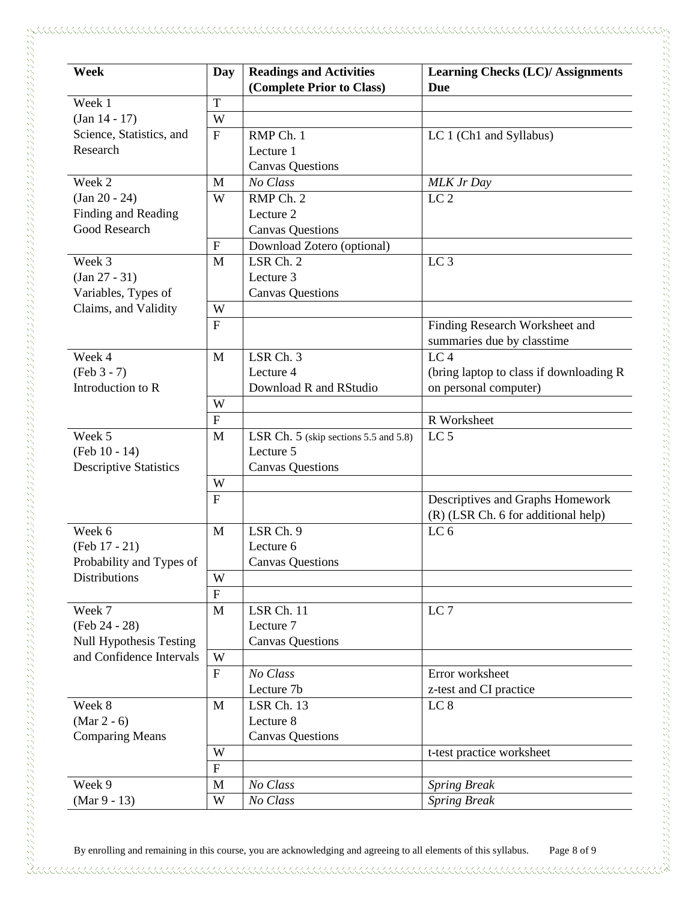| Week | Day | Readings and Activities (Complete Prior to Class) | Learning Checks (LC)/ Assignments Due |
|---|---|---|---|
| Week 1 (Jan 14 - 17) Science, Statistics, and Research | T | | |
| | W | | |
| | F | RMP Ch. 1<br>Lecture 1<br>Canvas Questions | LC 1 (Ch1 and Syllabus) |
| Week 2 (Jan 20 - 24) Finding and Reading Good Research | M | *No Class* | *MLK Jr Day* |
| | W | RMP Ch. 2<br>Lecture 2<br>Canvas Questions | LC 2 |
| | F | Download Zotero (optional) | |
| Week 3 (Jan 27 - 31) Variables, Types of Claims, and Validity | M | LSR Ch. 2<br>Lecture 3<br>Canvas Questions | LC 3 |
| | W | | |
| | F | | Finding Research Worksheet and summaries due by classtime |
| Week 4 (Feb 3 - 7) Introduction to R | M | LSR Ch. 3<br>Lecture 4<br>Download R and RStudio | LC 4<br>(bring laptop to class if downloading R on personal computer) |
| | W | | |
| | F | | R Worksheet |
| Week 5 (Feb 10 - 14) Descriptive Statistics | M | LSR Ch. 5 (skip sections 5.5 and 5.8)<br>Lecture 5<br>Canvas Questions | LC 5 |
| | W | | |
| | F | | Descriptives and Graphs Homework (R) (LSR Ch. 6 for additional help) |
| Week 6 (Feb 17 - 21) Probability and Types of Distributions | M | LSR Ch. 9<br>Lecture 6<br>Canvas Questions | LC 6 |
| | W | | |
| | F | | |
| Week 7 (Feb 24 - 28) Null Hypothesis Testing and Confidence Intervals | M | LSR Ch. 11<br>Lecture 7<br>Canvas Questions | LC 7 |
| | W | | |
| | F | *No Class*<br>Lecture 7b | Error worksheet<br>z-test and CI practice |
| Week 8 (Mar 2 - 6) Comparing Means | M | LSR Ch. 13<br>Lecture 8<br>Canvas Questions | LC 8 |
| | W | | t-test practice worksheet |
| | F | | |
| Week 9 (Mar 9 - 13) | M | *No Class* | *Spring Break* |
| | W | *No Class* | *Spring Break* |

By enrolling and remaining in this course, you are acknowledging and agreeing to all elements of this syllabus.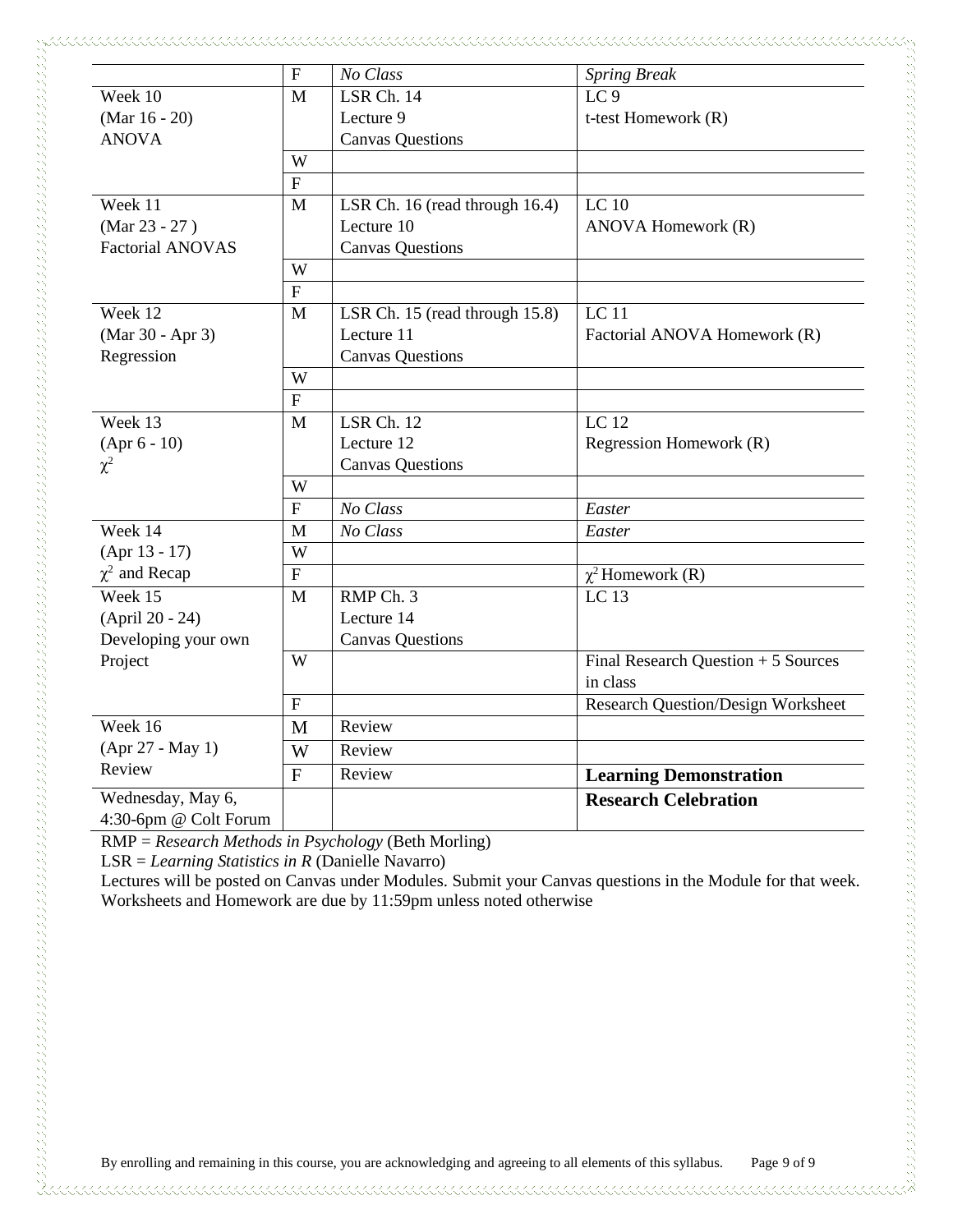| | | | |
|---|---|---|---|
| | F | *No Class* | *Spring Break* |
| Week 10 (Mar 16 - 20) ANOVA | M | LSR Ch. 14<br>Lecture 9<br>Canvas Questions | LC 9<br>t-test Homework (R) |
| | W | | |
| | F | | |
| Week 11 (Mar 23 - 27 ) Factorial ANOVAS | M | LSR Ch. 16 (read through 16.4)<br>Lecture 10<br>Canvas Questions | LC 10<br>ANOVA Homework (R) |
| | W | | |
| | F | | |
| Week 12 (Mar 30 - Apr 3) Regression | M | LSR Ch. 15 (read through 15.8)<br>Lecture 11<br>Canvas Questions | LC 11<br>Factorial ANOVA Homework (R) |
| | W | | |
| | F | | |
| Week 13 (Apr 6 - 10) $\chi^2$ | M | LSR Ch. 12<br>Lecture 12<br>Canvas Questions | LC 12<br>Regression Homework (R) |
| | W | | |
| | F | *No Class* | *Easter* |
| Week 14 (Apr 13 - 17) $\chi^2$ and Recap | M | *No Class* | *Easter* |
| | W | | |
| | F | | $\chi^2$ Homework (R) |
| Week 15 (April 20 - 24) Developing your own Project | M | RMP Ch. 3<br>Lecture 14<br>Canvas Questions | LC 13 |
| | W | | Final Research Question + 5 Sources in class |
| | F | | Research Question/Design Worksheet |
| Week 16 (Apr 27 - May 1) Review | M | Review | |
| | W | Review | |
| | F | Review | **Learning Demonstration** |
| Wednesday, May 6, 4:30-6pm @ Colt Forum | | | **Research Celebration** |

RMP = *Research Methods in Psychology* (Beth Morling)
LSR = *Learning Statistics in R* (Danielle Navarro)
Lectures will be posted on Canvas under Modules. Submit your Canvas questions in the Module for that week.
Worksheets and Homework are due by 11:59pm unless noted otherwise

By enrolling and remaining in this course, you are acknowledging and agreeing to all elements of this syllabus.